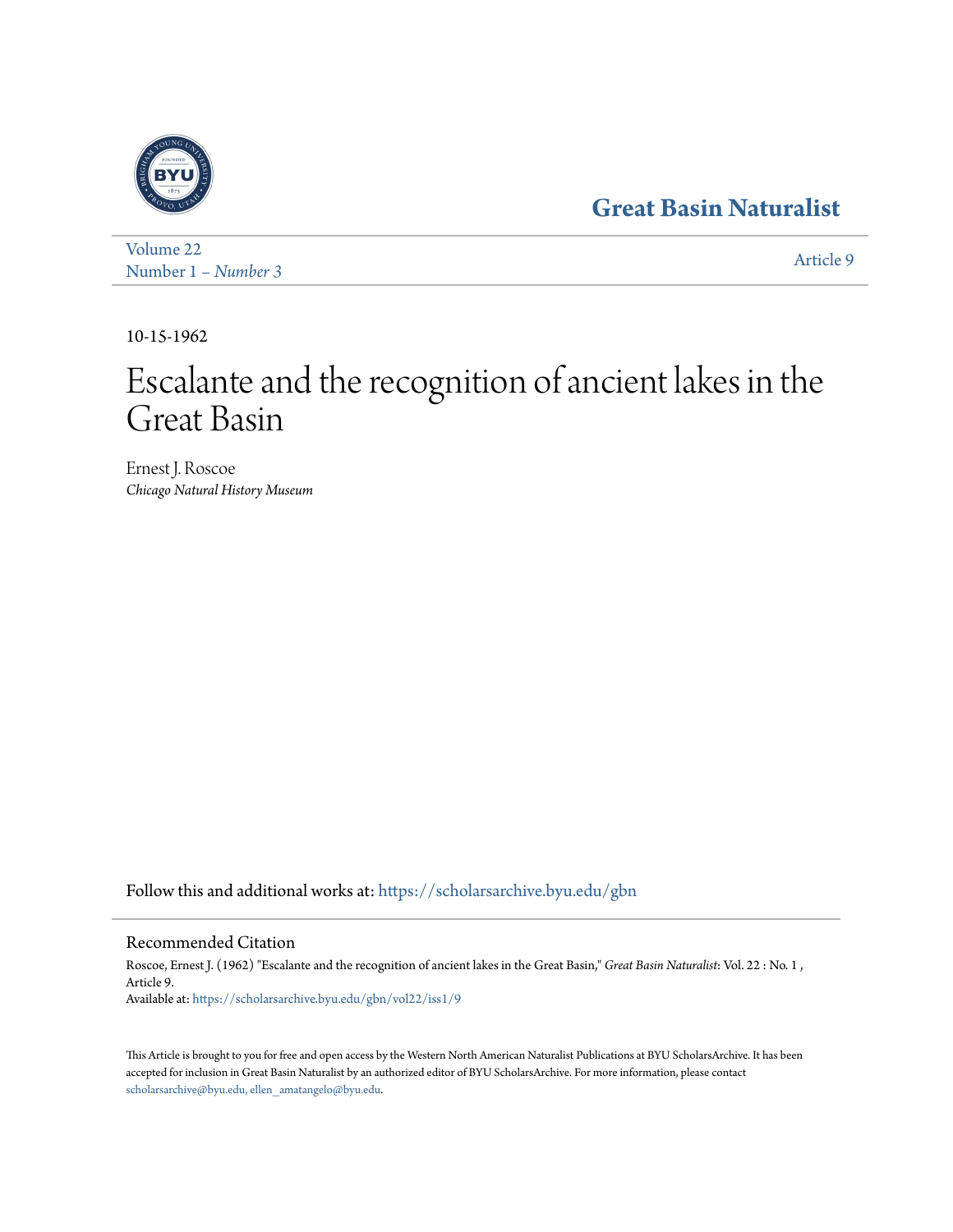Great Basin Naturalist

Volume 22
Number 1 – *Number 3*

Article 9

10-15-1962

# Escalante and the recognition of ancient lakes in the Great Basin

Ernest J. Roscoe
*Chicago Natural History Museum*

Follow this and additional works at: https://scholarsarchive.byu.edu/gbn

## Recommended Citation

Roscoe, Ernest J. (1962) "Escalante and the recognition of ancient lakes in the Great Basin," *Great Basin Naturalist*: Vol. 22 : No. 1 , Article 9.
Available at: https://scholarsarchive.byu.edu/gbn/vol22/iss1/9

This Article is brought to you for free and open access by the Western North American Naturalist Publications at BYU ScholarsArchive. It has been accepted for inclusion in Great Basin Naturalist by an authorized editor of BYU ScholarsArchive. For more information, please contact scholarsarchive@byu.edu, ellen_amatangelo@byu.edu.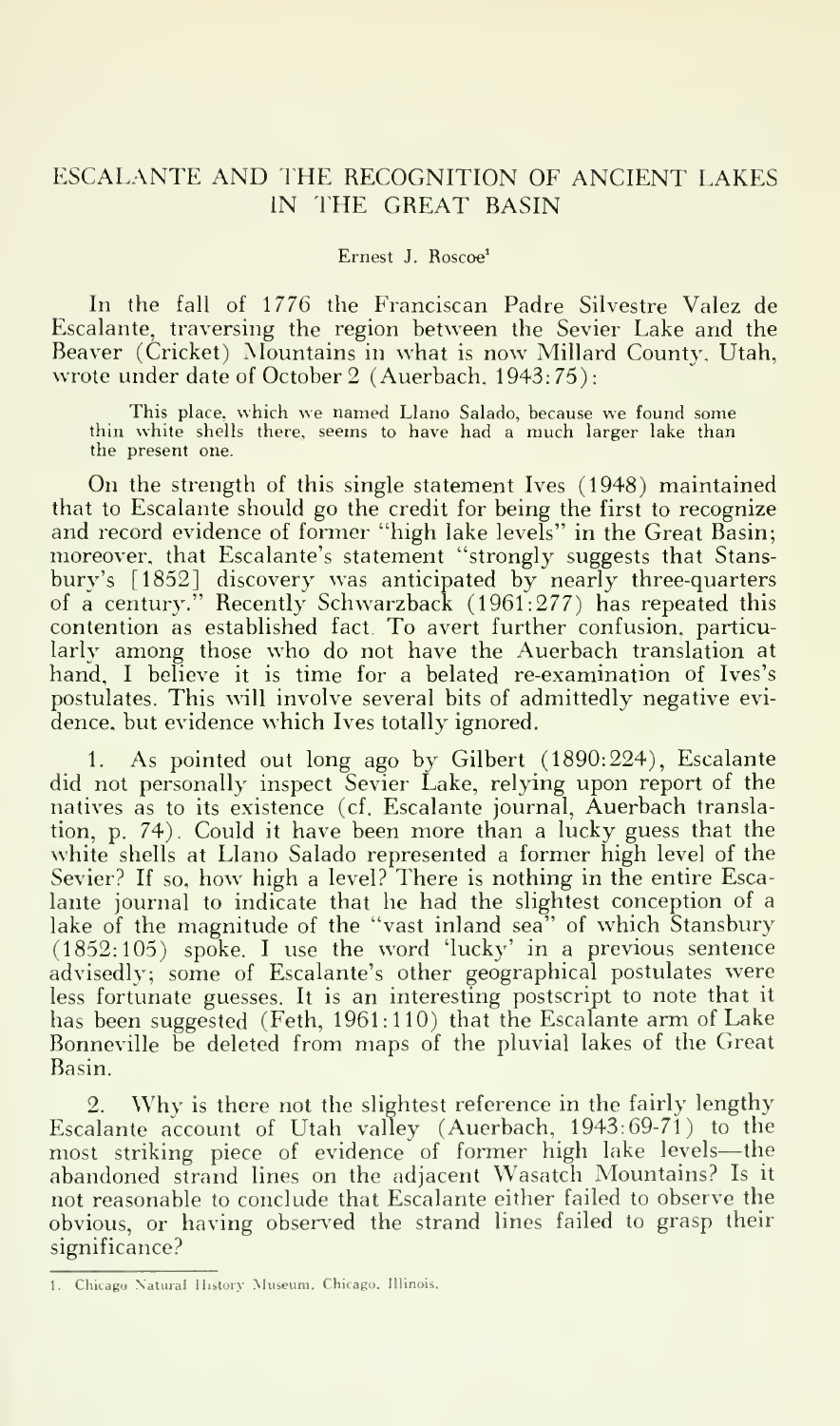## ESCALANTE AND THE RECOGNITION OF ANCIENT LAKES IN THE GREAT BASIN

Ernest J. Roscoe[1]

In the fall of 1776 the Franciscan Padre Silvestre Valez de Escalante, traversing the region between the Sevier Lake and the Beaver (Cricket) Mountains in what is now Millard County, Utah, wrote under date of October 2 (Auerbach, 1943:75):

> This place, which we named Llano Salado, because we found some thin white shells there, seems to have had a much larger lake than the present one.

On the strength of this single statement Ives (1948) maintained that to Escalante should go the credit for being the first to recognize and record evidence of former "high lake levels" in the Great Basin; moreover, that Escalante's statement "strongly suggests that Stansbury's [1852] discovery was anticipated by nearly three-quarters of a century." Recently Schwarzback (1961:277) has repeated this contention as established fact. To avert further confusion, particularly among those who do not have the Auerbach translation at hand, I believe it is time for a belated re-examination of Ives's postulates. This will involve several bits of admittedly negative evidence, but evidence which Ives totally ignored.

1. As pointed out long ago by Gilbert (1890:224), Escalante did not personally inspect Sevier Lake, relying upon report of the natives as to its existence (cf. Escalante journal, Auerbach translation, p. 74). Could it have been more than a lucky guess that the white shells at Llano Salado represented a former high level of the Sevier? If so, how high a level? There is nothing in the entire Escalante journal to indicate that he had the slightest conception of a lake of the magnitude of the "vast inland sea" of which Stansbury (1852:105) spoke. I use the word 'lucky' in a previous sentence advisedly; some of Escalante's other geographical postulates were less fortunate guesses. It is an interesting postscript to note that it has been suggested (Feth, 1961:110) that the Escalante arm of Lake Bonneville be deleted from maps of the pluvial lakes of the Great Basin.

2. Why is there not the slightest reference in the fairly lengthy Escalante account of Utah valley (Auerbach, 1943:69-71) to the most striking piece of evidence of former high lake levels—the abandoned strand lines on the adjacent Wasatch Mountains? Is it not reasonable to conclude that Escalante either failed to observe the obvious, or having observed the strand lines failed to grasp their significance?

---

1. Chicago Natural History Museum, Chicago, Illinois.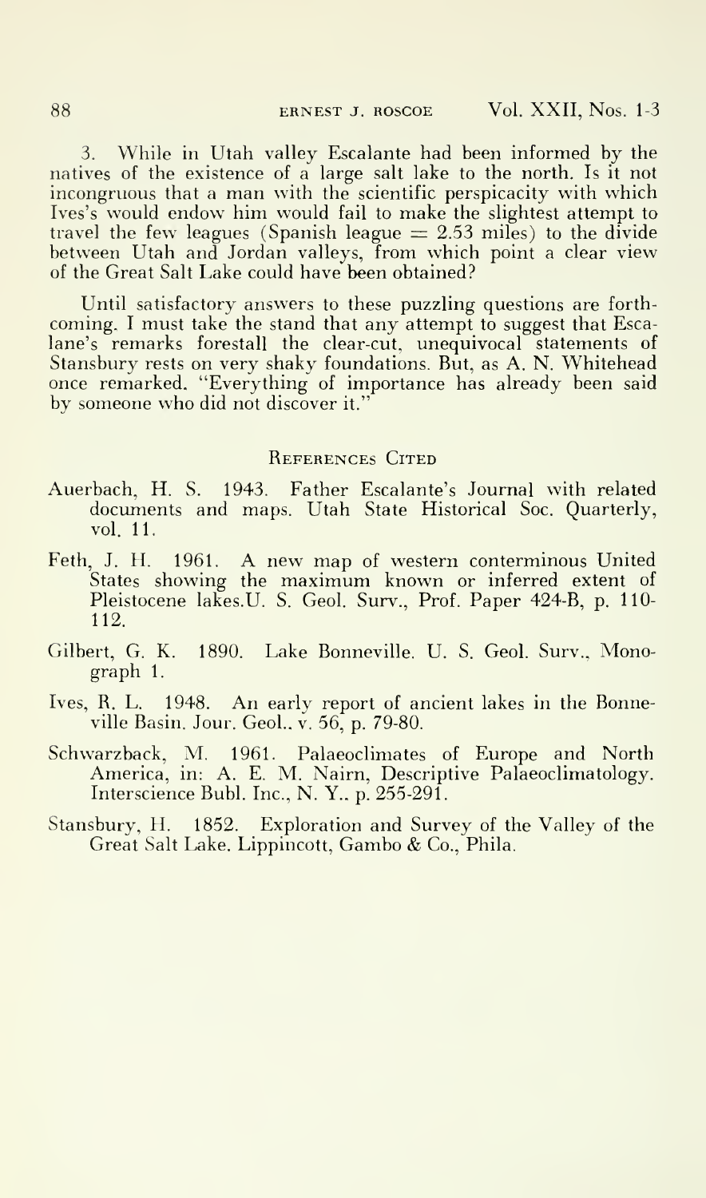3. While in Utah valley Escalante had been informed by the natives of the existence of a large salt lake to the north. Is it not incongruous that a man with the scientific perspicacity with which Ives's would endow him would fail to make the slightest attempt to travel the few leagues (Spanish league = 2.53 miles) to the divide between Utah and Jordan valleys, from which point a clear view of the Great Salt Lake could have been obtained?

Until satisfactory answers to these puzzling questions are forthcoming. I must take the stand that any attempt to suggest that Escalane's remarks forestall the clear-cut, unequivocal statements of Stansbury rests on very shaky foundations. But, as A. N. Whitehead once remarked. "Everything of importance has already been said by someone who did not discover it."

## References Cited

Auerbach, H. S. 1943. Father Escalante's Journal with related documents and maps. Utah State Historical Soc. Quarterly, vol. 11.

Feth, J. H. 1961. A new map of western conterminous United States showing the maximum known or inferred extent of Pleistocene lakes.U. S. Geol. Surv., Prof. Paper 424-B, p. 110-112.

Gilbert, G. K. 1890. Lake Bonneville. U. S. Geol. Surv., Monograph 1.

Ives, R. L. 1948. An early report of ancient lakes in the Bonneville Basin. Jour. Geol., v. 56, p. 79-80.

Schwarzback, M. 1961. Palaeoclimates of Europe and North America, in: A. E. M. Nairn, Descriptive Palaeoclimatology. Interscience Bubl. Inc., N. Y.. p. 255-291.

Stansbury, H. 1852. Exploration and Survey of the Valley of the Great Salt Lake. Lippincott, Gambo & Co., Phila.